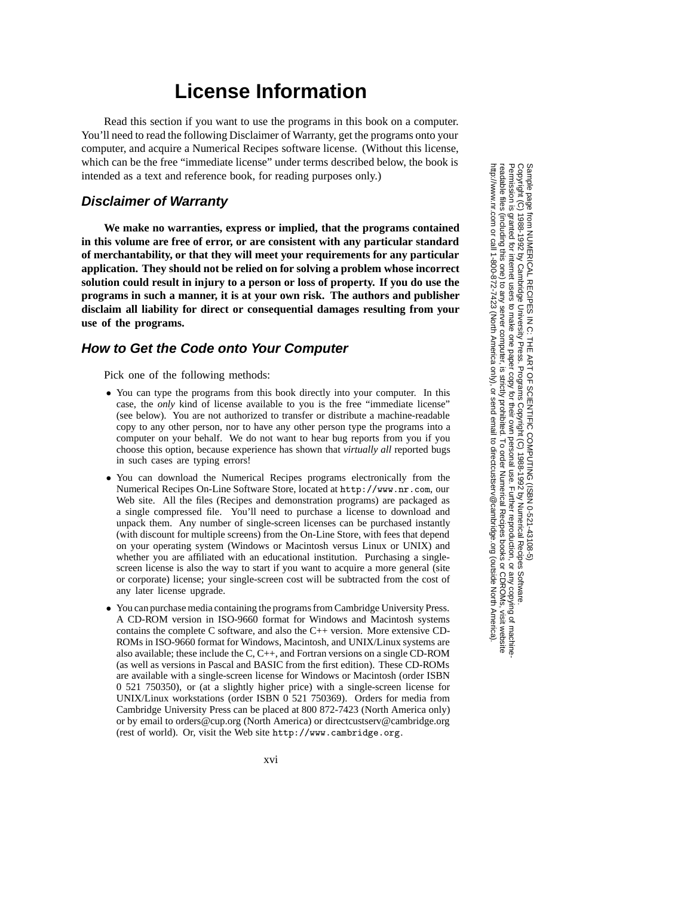# License Information

Read this section if you want to use the programs in this book on a computer. You'll need to read the following Disclaimer of Warranty, get the programs onto your computer, and acquire a Numerical Recipes software license. (Without this license, which can be the free "immediate license" under terms described below, the book is intended as a text and reference book, for reading purposes only.)

## *Disclaimer of Warranty*

**We make no warranties, express or implied, that the programs contained in this volume are free of error, or are consistent with any particular standard of merchantability, or that they will meet your requirements for any particular application. They should not be relied on for solving a problem whose incorrect solution could result in injury to a person or loss of property. If you do use the programs in such a manner, it is at your own risk. The authors and publisher disclaim all liability for direct or consequential damages resulting from your use of the programs.**

## *How to Get the Code onto Your Computer*

Pick one of the following methods:

- You can type the programs from this book directly into your computer. In this case, the *only* kind of license available to you is the free "immediate license" (see below). You are not authorized to transfer or distribute a machine-readable copy to any other person, nor to have any other person type the programs into a computer on your behalf. We do not want to hear bug reports from you if you choose this option, because experience has shown that *virtually all* reported bugs in such cases are typing errors!
- You can download the Numerical Recipes programs electronically from the Numerical Recipes On-Line Software Store, located at `http://www.nr.com`, our Web site. All the files (Recipes and demonstration programs) are packaged as a single compressed file. You'll need to purchase a license to download and unpack them. Any number of single-screen licenses can be purchased instantly (with discount for multiple screens) from the On-Line Store, with fees that depend on your operating system (Windows or Macintosh versus Linux or UNIX) and whether you are affiliated with an educational institution. Purchasing a single-screen license is also the way to start if you want to acquire a more general (site or corporate) license; your single-screen cost will be subtracted from the cost of any later license upgrade.
- You can purchase media containing the programs from Cambridge University Press. A CD-ROM version in ISO-9660 format for Windows and Macintosh systems contains the complete C software, and also the C++ version. More extensive CD-ROMs in ISO-9660 format for Windows, Macintosh, and UNIX/Linux systems are also available; these include the C, C++, and Fortran versions on a single CD-ROM (as well as versions in Pascal and BASIC from the first edition). These CD-ROMs are available with a single-screen license for Windows or Macintosh (order ISBN 0 521 750350), or (at a slightly higher price) with a single-screen license for UNIX/Linux workstations (order ISBN 0 521 750369). Orders for media from Cambridge University Press can be placed at 800 872-7423 (North America only) or by email to orders@cup.org (North America) or directcustserv@cambridge.org (rest of world). Or, visit the Web site `http://www.cambridge.org`.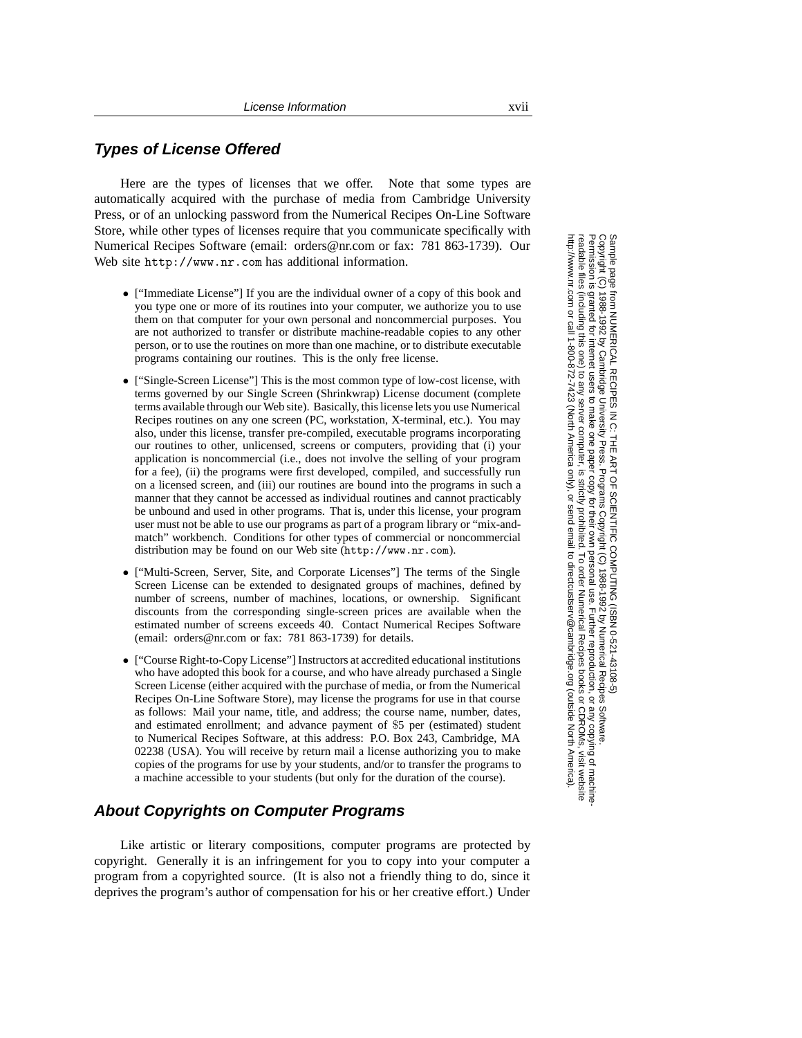## *Types of License Offered*

Here are the types of licenses that we offer. Note that some types are automatically acquired with the purchase of media from Cambridge University Press, or of an unlocking password from the Numerical Recipes On-Line Software Store, while other types of licenses require that you communicate specifically with Numerical Recipes Software (email: orders@nr.com or fax: 781 863-1739). Our Web site `http://www.nr.com` has additional information.

- ["Immediate License"] If you are the individual owner of a copy of this book and you type one or more of its routines into your computer, we authorize you to use them on that computer for your own personal and noncommercial purposes. You are not authorized to transfer or distribute machine-readable copies to any other person, or to use the routines on more than one machine, or to distribute executable programs containing our routines. This is the only free license.
- ["Single-Screen License"] This is the most common type of low-cost license, with terms governed by our Single Screen (Shrinkwrap) License document (complete terms available through our Web site). Basically, this license lets you use Numerical Recipes routines on any one screen (PC, workstation, X-terminal, etc.). You may also, under this license, transfer pre-compiled, executable programs incorporating our routines to other, unlicensed, screens or computers, providing that (i) your application is noncommercial (i.e., does not involve the selling of your program for a fee), (ii) the programs were first developed, compiled, and successfully run on a licensed screen, and (iii) our routines are bound into the programs in such a manner that they cannot be accessed as individual routines and cannot practicably be unbound and used in other programs. That is, under this license, your program user must not be able to use our programs as part of a program library or "mix-and-match" workbench. Conditions for other types of commercial or noncommercial distribution may be found on our Web site (`http://www.nr.com`).
- ["Multi-Screen, Server, Site, and Corporate Licenses"] The terms of the Single Screen License can be extended to designated groups of machines, defined by number of screens, number of machines, locations, or ownership. Significant discounts from the corresponding single-screen prices are available when the estimated number of screens exceeds 40. Contact Numerical Recipes Software (email: orders@nr.com or fax: 781 863-1739) for details.
- ["Course Right-to-Copy License"] Instructors at accredited educational institutions who have adopted this book for a course, and who have already purchased a Single Screen License (either acquired with the purchase of media, or from the Numerical Recipes On-Line Software Store), may license the programs for use in that course as follows: Mail your name, title, and address; the course name, number, dates, and estimated enrollment; and advance payment of $5 per (estimated) student to Numerical Recipes Software, at this address: P.O. Box 243, Cambridge, MA 02238 (USA). You will receive by return mail a license authorizing you to make copies of the programs for use by your students, and/or to transfer the programs to a machine accessible to your students (but only for the duration of the course).

## *About Copyrights on Computer Programs*

Like artistic or literary compositions, computer programs are protected by copyright. Generally it is an infringement for you to copy into your computer a program from a copyrighted source. (It is also not a friendly thing to do, since it deprives the program's author of compensation for his or her creative effort.) Under

Sample page from NUMERICAL RECIPES IN C: THE ART OF SCIENTIFIC COMPUTING (ISBN 0-521-43108-5)
Copyright (C) 1988-1992 by Cambridge University Press. Programs Copyright (C) 1988-1992 by Numerical Recipes Software.
Permission is granted for internet users to make one paper copy for their own personal use. Further reproduction, or any copying of machine-readable files (including this one) to any server computer, is strictly prohibited. To order Numerical Recipes books or CDROMs, visit website http://www.nr.com or call 1-800-872-7423 (North America only), or send email to directcustserv@cambridge.org (outside North America).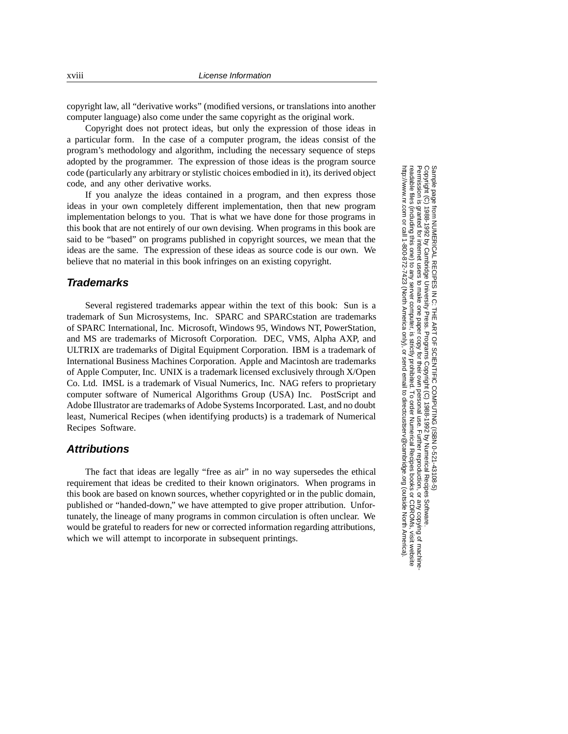copyright law, all "derivative works" (modified versions, or translations into another computer language) also come under the same copyright as the original work.

Copyright does not protect ideas, but only the expression of those ideas in a particular form. In the case of a computer program, the ideas consist of the program's methodology and algorithm, including the necessary sequence of steps adopted by the programmer. The expression of those ideas is the program source code (particularly any arbitrary or stylistic choices embodied in it), its derived object code, and any other derivative works.

If you analyze the ideas contained in a program, and then express those ideas in your own completely different implementation, then that new program implementation belongs to you. That is what we have done for those programs in this book that are not entirely of our own devising. When programs in this book are said to be "based" on programs published in copyright sources, we mean that the ideas are the same. The expression of these ideas as source code is our own. We believe that no material in this book infringes on an existing copyright.

## Trademarks

Several registered trademarks appear within the text of this book: Sun is a trademark of Sun Microsystems, Inc. SPARC and SPARCstation are trademarks of SPARC International, Inc. Microsoft, Windows 95, Windows NT, PowerStation, and MS are trademarks of Microsoft Corporation. DEC, VMS, Alpha AXP, and ULTRIX are trademarks of Digital Equipment Corporation. IBM is a trademark of International Business Machines Corporation. Apple and Macintosh are trademarks of Apple Computer, Inc. UNIX is a trademark licensed exclusively through X/Open Co. Ltd. IMSL is a trademark of Visual Numerics, Inc. NAG refers to proprietary computer software of Numerical Algorithms Group (USA) Inc. PostScript and Adobe Illustrator are trademarks of Adobe Systems Incorporated. Last, and no doubt least, Numerical Recipes (when identifying products) is a trademark of Numerical Recipes Software.

## Attributions

The fact that ideas are legally "free as air" in no way supersedes the ethical requirement that ideas be credited to their known originators. When programs in this book are based on known sources, whether copyrighted or in the public domain, published or "handed-down," we have attempted to give proper attribution. Unfortunately, the lineage of many programs in common circulation is often unclear. We would be grateful to readers for new or corrected information regarding attributions, which we will attempt to incorporate in subsequent printings.